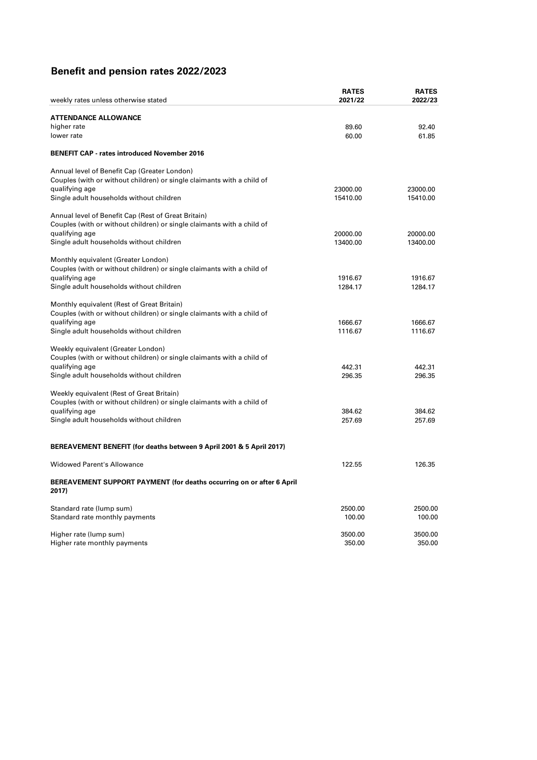# Benefit and pension rates 2022/2023

| weekly rates unless otherwise stated | RATES 2021/22 | RATES 2022/23 |
|---|---|---|
| **ATTENDANCE ALLOWANCE** | | |
| higher rate | 89.60 | 92.40 |
| lower rate | 60.00 | 61.85 |
| **BENEFIT CAP - rates introduced November 2016** | | |
| Annual level of Benefit Cap (Greater London) | | |
| Couples (with or without children) or single claimants with a child of qualifying age | 23000.00 | 23000.00 |
| Single adult households without children | 15410.00 | 15410.00 |
| Annual level of Benefit Cap (Rest of Great Britain) | | |
| Couples (with or without children) or single claimants with a child of qualifying age | 20000.00 | 20000.00 |
| Single adult households without children | 13400.00 | 13400.00 |
| Monthly equivalent (Greater London) | | |
| Couples (with or without children) or single claimants with a child of qualifying age | 1916.67 | 1916.67 |
| Single adult households without children | 1284.17 | 1284.17 |
| Monthly equivalent (Rest of Great Britain) | | |
| Couples (with or without children) or single claimants with a child of qualifying age | 1666.67 | 1666.67 |
| Single adult households without children | 1116.67 | 1116.67 |
| Weekly equivalent (Greater London) | | |
| Couples (with or without children) or single claimants with a child of qualifying age | 442.31 | 442.31 |
| Single adult households without children | 296.35 | 296.35 |
| Weekly equivalent (Rest of Great Britain) | | |
| Couples (with or without children) or single claimants with a child of qualifying age | 384.62 | 384.62 |
| Single adult households without children | 257.69 | 257.69 |
| **BEREAVEMENT BENEFIT (for deaths between 9 April 2001 & 5 April 2017)** | | |
| Widowed Parent's Allowance | 122.55 | 126.35 |
| **BEREAVEMENT SUPPORT PAYMENT (for deaths occurring on or after 6 April 2017)** | | |
| Standard rate (lump sum) | 2500.00 | 2500.00 |
| Standard rate monthly payments | 100.00 | 100.00 |
| Higher rate (lump sum) | 3500.00 | 3500.00 |
| Higher rate monthly payments | 350.00 | 350.00 |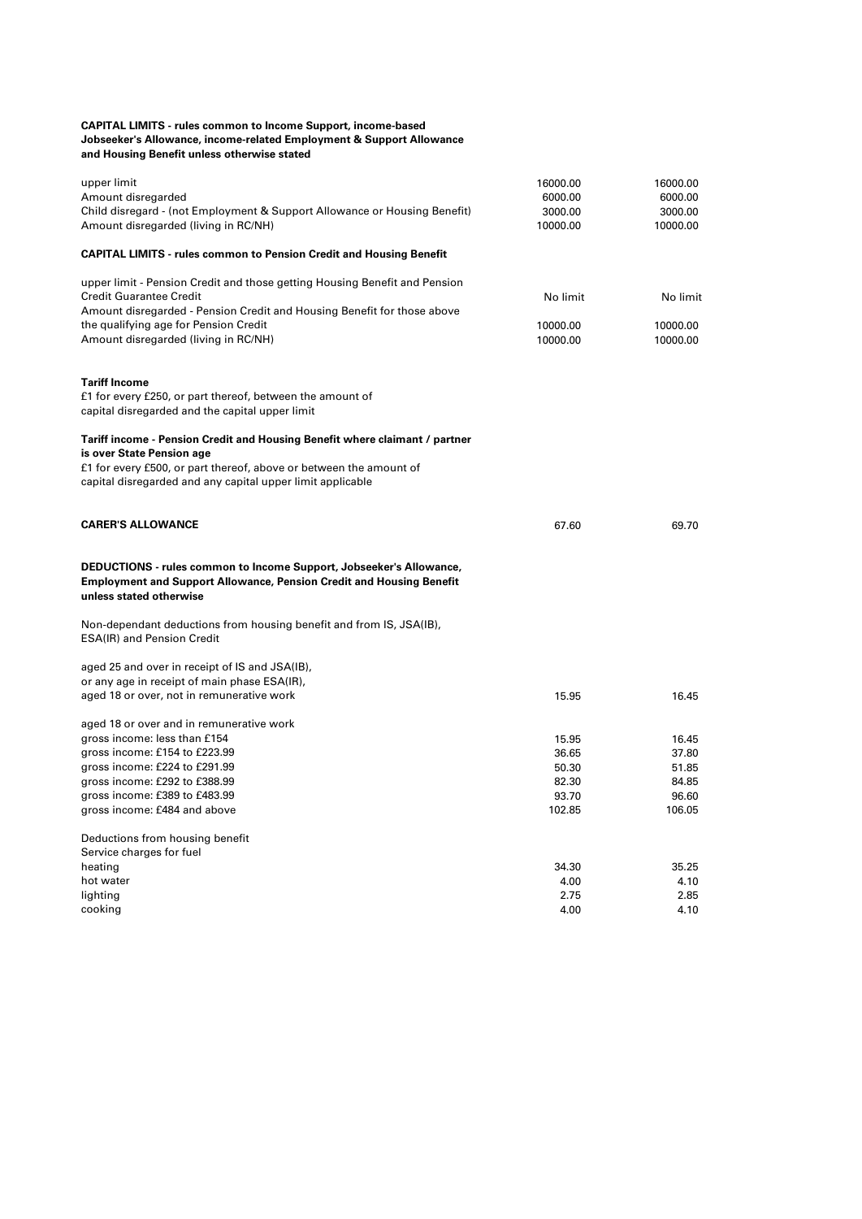**CAPITAL LIMITS - rules common to Income Support, income-based Jobseeker's Allowance, income-related Employment & Support Allowance and Housing Benefit unless otherwise stated**

| | | |
|---|---|---|
| upper limit | 16000.00 | 16000.00 |
| Amount disregarded | 6000.00 | 6000.00 |
| Child disregard - (not Employment & Support Allowance or Housing Benefit) | 3000.00 | 3000.00 |
| Amount disregarded (living in RC/NH) | 10000.00 | 10000.00 |

**CAPITAL LIMITS - rules common to Pension Credit and Housing Benefit**

| | | |
|---|---|---|
| upper limit - Pension Credit and those getting Housing Benefit and Pension Credit Guarantee Credit | No limit | No limit |
| Amount disregarded - Pension Credit and Housing Benefit for those above the qualifying age for Pension Credit | 10000.00 | 10000.00 |
| Amount disregarded (living in RC/NH) | 10000.00 | 10000.00 |

**Tariff Income**

£1 for every £250, or part thereof, between the amount of capital disregarded and the capital upper limit

**Tariff income - Pension Credit and Housing Benefit where claimant / partner is over State Pension age**

£1 for every £500, or part thereof, above or between the amount of capital disregarded and any capital upper limit applicable

| | | |
|---|---|---|
| **CARER'S ALLOWANCE** | 67.60 | 69.70 |

**DEDUCTIONS - rules common to Income Support, Jobseeker's Allowance, Employment and Support Allowance, Pension Credit and Housing Benefit unless stated otherwise**

Non-dependant deductions from housing benefit and from IS, JSA(IB), ESA(IR) and Pension Credit

| | | |
|---|---|---|
| aged 25 and over in receipt of IS and JSA(IB), or any age in receipt of main phase ESA(IR), aged 18 or over, not in remunerative work | 15.95 | 16.45 |
| aged 18 or over and in remunerative work | | |
| gross income: less than £154 | 15.95 | 16.45 |
| gross income: £154 to £223.99 | 36.65 | 37.80 |
| gross income: £224 to £291.99 | 50.30 | 51.85 |
| gross income: £292 to £388.99 | 82.30 | 84.85 |
| gross income: £389 to £483.99 | 93.70 | 96.60 |
| gross income: £484 and above | 102.85 | 106.05 |

Deductions from housing benefit
Service charges for fuel

| | | |
|---|---|---|
| heating | 34.30 | 35.25 |
| hot water | 4.00 | 4.10 |
| lighting | 2.75 | 2.85 |
| cooking | 4.00 | 4.10 |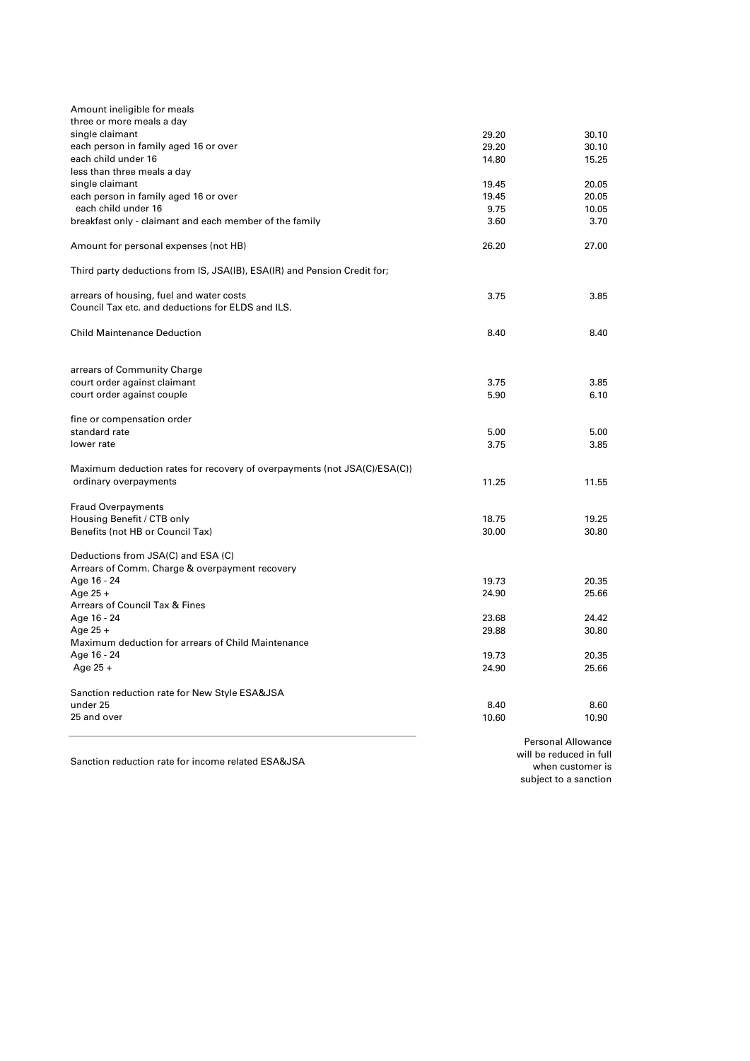| | | |
|---|---|---|
| Amount ineligible for meals | | |
| three or more meals a day | | |
| single claimant | 29.20 | 30.10 |
| each person in family aged 16 or over | 29.20 | 30.10 |
| each child under 16 | 14.80 | 15.25 |
| less than three meals a day | | |
| single claimant | 19.45 | 20.05 |
| each person in family aged 16 or over | 19.45 | 20.05 |
| each child under 16 | 9.75 | 10.05 |
| breakfast only - claimant and each member of the family | 3.60 | 3.70 |
| Amount for personal expenses (not HB) | 26.20 | 27.00 |
| Third party deductions from IS, JSA(IB), ESA(IR) and Pension Credit for; | | |
| arrears of housing, fuel and water costs<br>Council Tax etc. and deductions for ELDS and ILS. | 3.75 | 3.85 |
| Child Maintenance Deduction | 8.40 | 8.40 |
| arrears of Community Charge | | |
| court order against claimant | 3.75 | 3.85 |
| court order against couple | 5.90 | 6.10 |
| fine or compensation order | | |
| standard rate | 5.00 | 5.00 |
| lower rate | 3.75 | 3.85 |
| Maximum deduction rates for recovery of overpayments (not JSA(C)/ESA(C)) | | |
| ordinary overpayments | 11.25 | 11.55 |
| Fraud Overpayments | | |
| Housing Benefit / CTB only | 18.75 | 19.25 |
| Benefits (not HB or Council Tax) | 30.00 | 30.80 |
| Deductions from JSA(C) and ESA (C) | | |
| Arrears of Comm. Charge & overpayment recovery | | |
| Age 16 - 24 | 19.73 | 20.35 |
| Age 25 + | 24.90 | 25.66 |
| Arrears of Council Tax & Fines | | |
| Age 16 - 24 | 23.68 | 24.42 |
| Age 25 + | 29.88 | 30.80 |
| Maximum deduction for arrears of Child Maintenance | | |
| Age 16 - 24 | 19.73 | 20.35 |
| Age 25 + | 24.90 | 25.66 |
| Sanction reduction rate for New Style ESA&JSA | | |
| under 25 | 8.40 | 8.60 |
| 25 and over | 10.60 | 10.90 |

Sanction reduction rate for income related ESA&JSA — Personal Allowance will be reduced in full when customer is subject to a sanction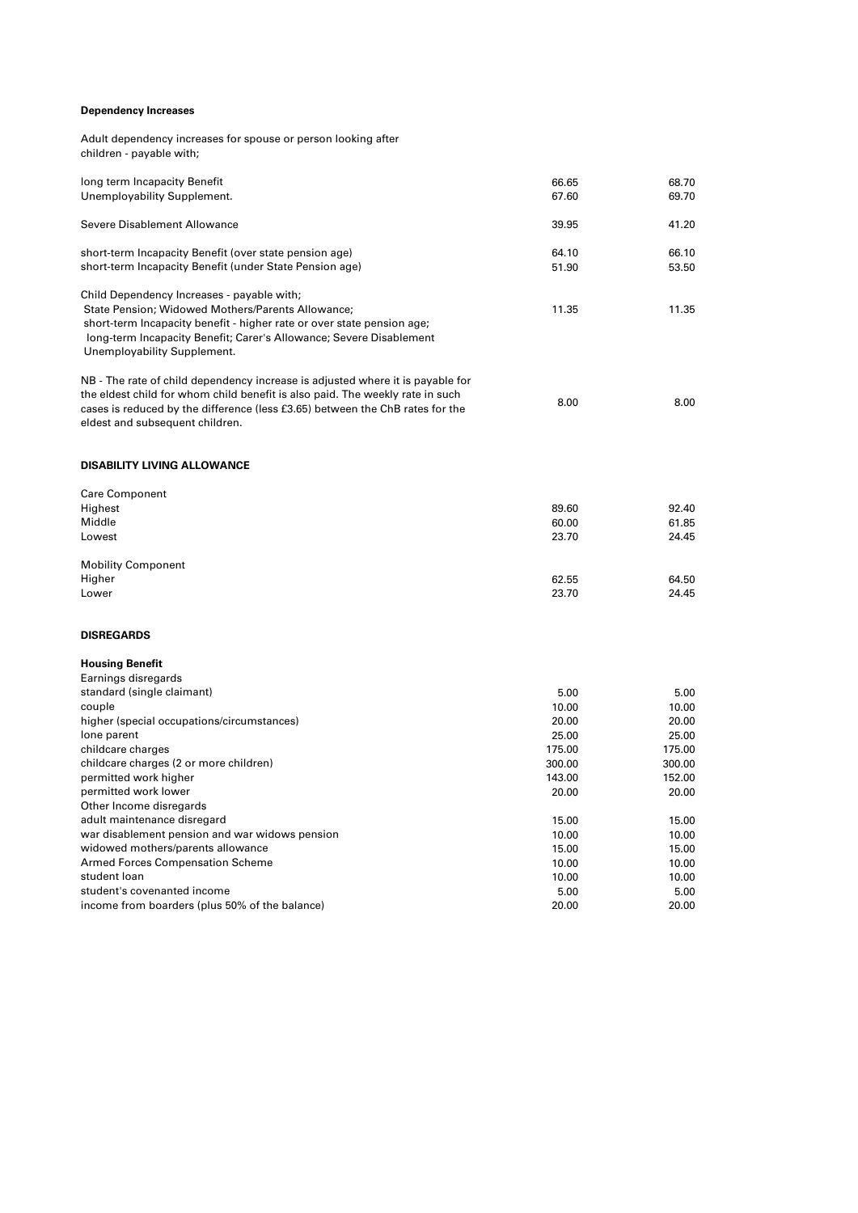**Dependency Increases**

Adult dependency increases for spouse or person looking after children - payable with;

| | | |
|---|---|---|
| long term Incapacity Benefit | 66.65 | 68.70 |
| Unemployability Supplement. | 67.60 | 69.70 |
| Severe Disablement Allowance | 39.95 | 41.20 |
| short-term Incapacity Benefit (over state pension age) | 64.10 | 66.10 |
| short-term Incapacity Benefit (under State Pension age) | 51.90 | 53.50 |
| Child Dependency Increases - payable with; State Pension; Widowed Mothers/Parents Allowance; short-term Incapacity benefit - higher rate or over state pension age; long-term Incapacity Benefit; Carer's Allowance; Severe Disablement Unemployability Supplement. | 11.35 | 11.35 |
| NB - The rate of child dependency increase is adjusted where it is payable for the eldest child for whom child benefit is also paid. The weekly rate in such cases is reduced by the difference (less £3.65) between the ChB rates for the eldest and subsequent children. | 8.00 | 8.00 |

**DISABILITY LIVING ALLOWANCE**

| | | |
|---|---|---|
| Care Component | | |
| Highest | 89.60 | 92.40 |
| Middle | 60.00 | 61.85 |
| Lowest | 23.70 | 24.45 |
| Mobility Component | | |
| Higher | 62.55 | 64.50 |
| Lower | 23.70 | 24.45 |

**DISREGARDS**

**Housing Benefit**

| | | |
|---|---|---|
| Earnings disregards | | |
| standard (single claimant) | 5.00 | 5.00 |
| couple | 10.00 | 10.00 |
| higher (special occupations/circumstances) | 20.00 | 20.00 |
| lone parent | 25.00 | 25.00 |
| childcare charges | 175.00 | 175.00 |
| childcare charges (2 or more children) | 300.00 | 300.00 |
| permitted work higher | 143.00 | 152.00 |
| permitted work lower | 20.00 | 20.00 |
| Other Income disregards | | |
| adult maintenance disregard | 15.00 | 15.00 |
| war disablement pension and war widows pension | 10.00 | 10.00 |
| widowed mothers/parents allowance | 15.00 | 15.00 |
| Armed Forces Compensation Scheme | 10.00 | 10.00 |
| student loan | 10.00 | 10.00 |
| student's covenanted income | 5.00 | 5.00 |
| income from boarders (plus 50% of the balance) | 20.00 | 20.00 |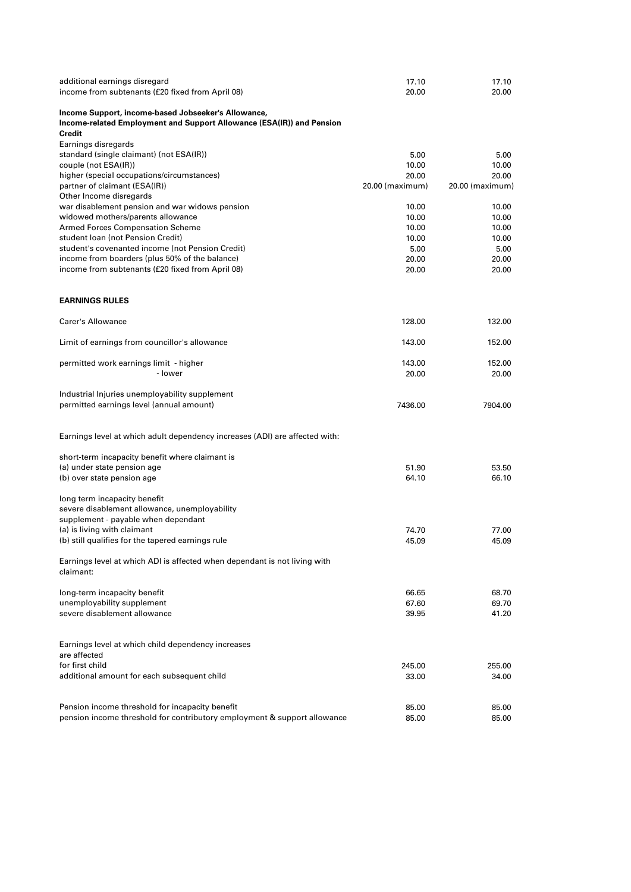| | | |
|---|---|---|
| additional earnings disregard | 17.10 | 17.10 |
| income from subtenants (£20 fixed from April 08) | 20.00 | 20.00 |
| **Income Support, income-based Jobseeker's Allowance, Income-related Employment and Support Allowance (ESA(IR)) and Pension Credit** | | |
| Earnings disregards | | |
| standard (single claimant) (not ESA(IR)) | 5.00 | 5.00 |
| couple (not ESA(IR)) | 10.00 | 10.00 |
| higher (special occupations/circumstances) | 20.00 | 20.00 |
| partner of claimant (ESA(IR)) | 20.00 (maximum) | 20.00 (maximum) |
| Other Income disregards | | |
| war disablement pension and war widows pension | 10.00 | 10.00 |
| widowed mothers/parents allowance | 10.00 | 10.00 |
| Armed Forces Compensation Scheme | 10.00 | 10.00 |
| student loan (not Pension Credit) | 10.00 | 10.00 |
| student's covenanted income (not Pension Credit) | 5.00 | 5.00 |
| income from boarders (plus 50% of the balance) | 20.00 | 20.00 |
| income from subtenants (£20 fixed from April 08) | 20.00 | 20.00 |

**EARNINGS RULES**

| | | |
|---|---|---|
| Carer's Allowance | 128.00 | 132.00 |
| Limit of earnings from councillor's allowance | 143.00 | 152.00 |
| permitted work earnings limit - higher | 143.00 | 152.00 |
| - lower | 20.00 | 20.00 |
| Industrial Injuries unemployability supplement permitted earnings level (annual amount) | 7436.00 | 7904.00 |
| Earnings level at which adult dependency increases (ADI) are affected with: | | |
| short-term incapacity benefit where claimant is | | |
| (a) under state pension age | 51.90 | 53.50 |
| (b) over state pension age | 64.10 | 66.10 |
| long term incapacity benefit severe disablement allowance, unemployability supplement - payable when dependant | | |
| (a) is living with claimant | 74.70 | 77.00 |
| (b) still qualifies for the tapered earnings rule | 45.09 | 45.09 |
| Earnings level at which ADI is affected when dependant is not living with claimant: | | |
| long-term incapacity benefit | 66.65 | 68.70 |
| unemployability supplement | 67.60 | 69.70 |
| severe disablement allowance | 39.95 | 41.20 |
| Earnings level at which child dependency increases are affected | | |
| for first child | 245.00 | 255.00 |
| additional amount for each subsequent child | 33.00 | 34.00 |
| Pension income threshold for incapacity benefit | 85.00 | 85.00 |
| pension income threshold for contributory employment & support allowance | 85.00 | 85.00 |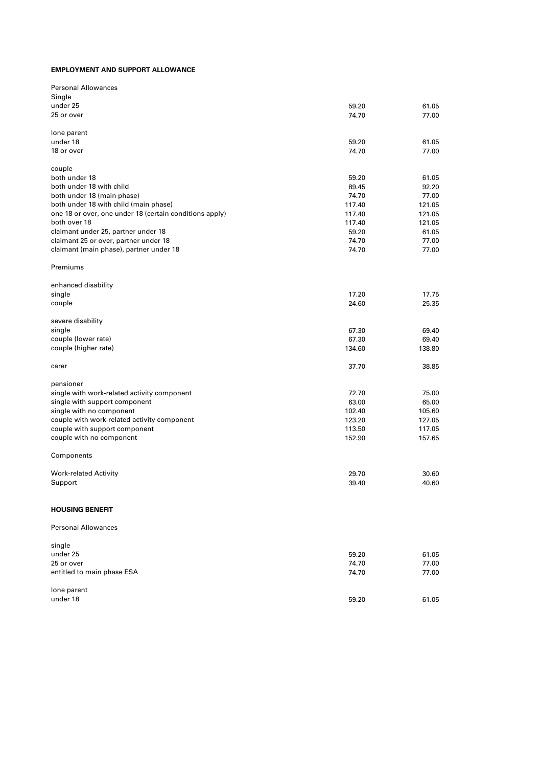**EMPLOYMENT AND SUPPORT ALLOWANCE**

| | | |
|---|---|---|
| Personal Allowances | | |
| Single | | |
| under 25 | 59.20 | 61.05 |
| 25 or over | 74.70 | 77.00 |
| | | |
| lone parent | | |
| under 18 | 59.20 | 61.05 |
| 18 or over | 74.70 | 77.00 |
| | | |
| couple | | |
| both under 18 | 59.20 | 61.05 |
| both under 18 with child | 89.45 | 92.20 |
| both under 18 (main phase) | 74.70 | 77.00 |
| both under 18 with child (main phase) | 117.40 | 121.05 |
| one 18 or over, one under 18 (certain conditions apply) | 117.40 | 121.05 |
| both over 18 | 117.40 | 121.05 |
| claimant under 25, partner under 18 | 59.20 | 61.05 |
| claimant 25 or over, partner under 18 | 74.70 | 77.00 |
| claimant (main phase), partner under 18 | 74.70 | 77.00 |
| | | |
| Premiums | | |
| | | |
| enhanced disability | | |
| single | 17.20 | 17.75 |
| couple | 24.60 | 25.35 |
| | | |
| severe disability | | |
| single | 67.30 | 69.40 |
| couple (lower rate) | 67.30 | 69.40 |
| couple (higher rate) | 134.60 | 138.80 |
| | | |
| carer | 37.70 | 38.85 |
| | | |
| pensioner | | |
| single with work-related activity component | 72.70 | 75.00 |
| single with support component | 63.00 | 65.00 |
| single with no component | 102.40 | 105.60 |
| couple with work-related activity component | 123.20 | 127.05 |
| couple with support component | 113.50 | 117.05 |
| couple with no component | 152.90 | 157.65 |
| | | |
| Components | | |
| | | |
| Work-related Activity | 29.70 | 30.60 |
| Support | 39.40 | 40.60 |

**HOUSING BENEFIT**

| | | |
|---|---|---|
| Personal Allowances | | |
| | | |
| single | | |
| under 25 | 59.20 | 61.05 |
| 25 or over | 74.70 | 77.00 |
| entitled to main phase ESA | 74.70 | 77.00 |
| | | |
| lone parent | | |
| under 18 | 59.20 | 61.05 |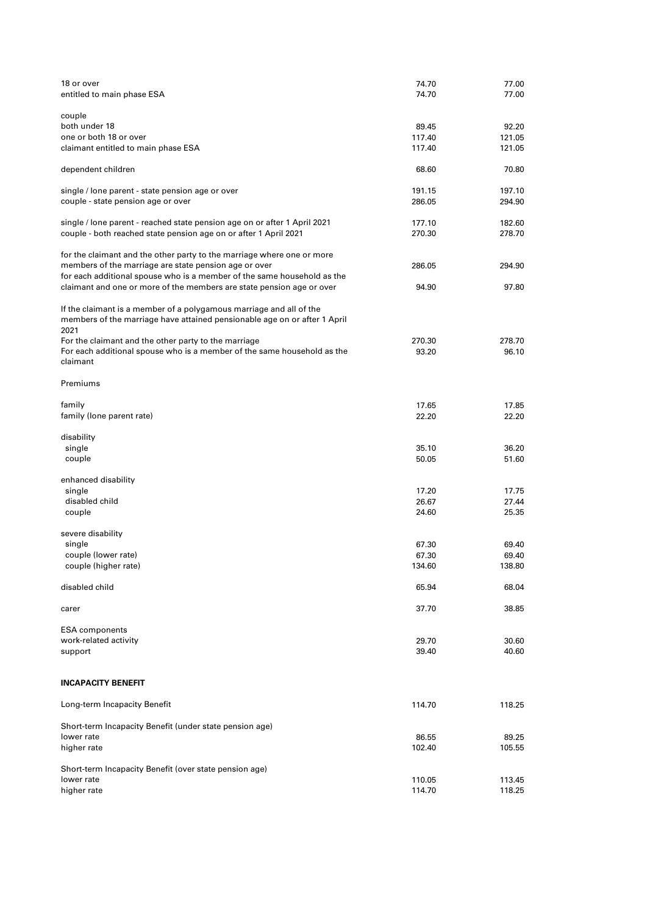| | | |
|---|---|---|
| 18 or over | 74.70 | 77.00 |
| entitled to main phase ESA | 74.70 | 77.00 |
| | | |
| couple | | |
| both under 18 | 89.45 | 92.20 |
| one or both 18 or over | 117.40 | 121.05 |
| claimant entitled to main phase ESA | 117.40 | 121.05 |
| | | |
| dependent children | 68.60 | 70.80 |
| | | |
| single / lone parent - state pension age or over | 191.15 | 197.10 |
| couple - state pension age or over | 286.05 | 294.90 |
| | | |
| single / lone parent - reached state pension age on or after 1 April 2021 | 177.10 | 182.60 |
| couple - both reached state pension age on or after 1 April 2021 | 270.30 | 278.70 |
| | | |
| for the claimant and the other party to the marriage where one or more members of the marriage are state pension age or over | 286.05 | 294.90 |
| for each additional spouse who is a member of the same household as the claimant and one or more of the members are state pension age or over | 94.90 | 97.80 |
| | | |
| If the claimant is a member of a polygamous marriage and all of the members of the marriage have attained pensionable age on or after 1 April 2021 | | |
| For the claimant and the other party to the marriage | 270.30 | 278.70 |
| For each additional spouse who is a member of the same household as the claimant | 93.20 | 96.10 |
| | | |
| Premiums | | |
| | | |
| family | 17.65 | 17.85 |
| family (lone parent rate) | 22.20 | 22.20 |
| | | |
| disability | | |
| single | 35.10 | 36.20 |
| couple | 50.05 | 51.60 |
| | | |
| enhanced disability | | |
| single | 17.20 | 17.75 |
| disabled child | 26.67 | 27.44 |
| couple | 24.60 | 25.35 |
| | | |
| severe disability | | |
| single | 67.30 | 69.40 |
| couple (lower rate) | 67.30 | 69.40 |
| couple (higher rate) | 134.60 | 138.80 |
| | | |
| disabled child | 65.94 | 68.04 |
| | | |
| carer | 37.70 | 38.85 |
| | | |
| ESA components | | |
| work-related activity | 29.70 | 30.60 |
| support | 39.40 | 40.60 |

**INCAPACITY BENEFIT**

| | | |
|---|---|---|
| Long-term Incapacity Benefit | 114.70 | 118.25 |
| | | |
| Short-term Incapacity Benefit (under state pension age) | | |
| lower rate | 86.55 | 89.25 |
| higher rate | 102.40 | 105.55 |
| | | |
| Short-term Incapacity Benefit (over state pension age) | | |
| lower rate | 110.05 | 113.45 |
| higher rate | 114.70 | 118.25 |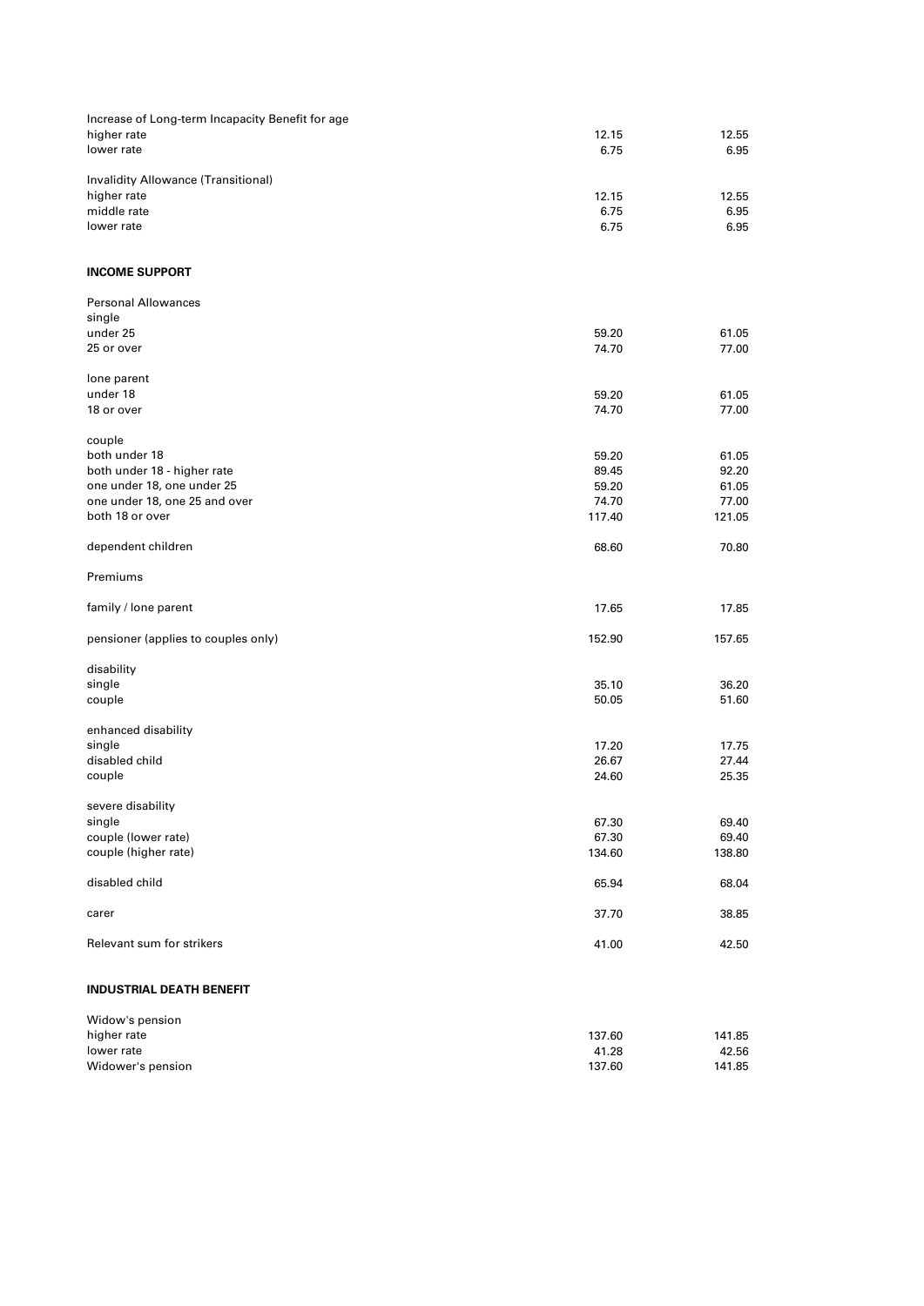| | | |
|---|---|---|
| Increase of Long-term Incapacity Benefit for age | | |
| higher rate | 12.15 | 12.55 |
| lower rate | 6.75 | 6.95 |
| | | |
| Invalidity Allowance (Transitional) | | |
| higher rate | 12.15 | 12.55 |
| middle rate | 6.75 | 6.95 |
| lower rate | 6.75 | 6.95 |

**INCOME SUPPORT**

| | | |
|---|---|---|
| Personal Allowances | | |
| single | | |
| under 25 | 59.20 | 61.05 |
| 25 or over | 74.70 | 77.00 |
| | | |
| lone parent | | |
| under 18 | 59.20 | 61.05 |
| 18 or over | 74.70 | 77.00 |
| | | |
| couple | | |
| both under 18 | 59.20 | 61.05 |
| both under 18 - higher rate | 89.45 | 92.20 |
| one under 18, one under 25 | 59.20 | 61.05 |
| one under 18, one 25 and over | 74.70 | 77.00 |
| both 18 or over | 117.40 | 121.05 |
| | | |
| dependent children | 68.60 | 70.80 |
| | | |
| Premiums | | |
| | | |
| family / lone parent | 17.65 | 17.85 |
| | | |
| pensioner (applies to couples only) | 152.90 | 157.65 |
| | | |
| disability | | |
| single | 35.10 | 36.20 |
| couple | 50.05 | 51.60 |
| | | |
| enhanced disability | | |
| single | 17.20 | 17.75 |
| disabled child | 26.67 | 27.44 |
| couple | 24.60 | 25.35 |
| | | |
| severe disability | | |
| single | 67.30 | 69.40 |
| couple (lower rate) | 67.30 | 69.40 |
| couple (higher rate) | 134.60 | 138.80 |
| | | |
| disabled child | 65.94 | 68.04 |
| | | |
| carer | 37.70 | 38.85 |
| | | |
| Relevant sum for strikers | 41.00 | 42.50 |

**INDUSTRIAL DEATH BENEFIT**

| | | |
|---|---|---|
| Widow's pension | | |
| higher rate | 137.60 | 141.85 |
| lower rate | 41.28 | 42.56 |
| Widower's pension | 137.60 | 141.85 |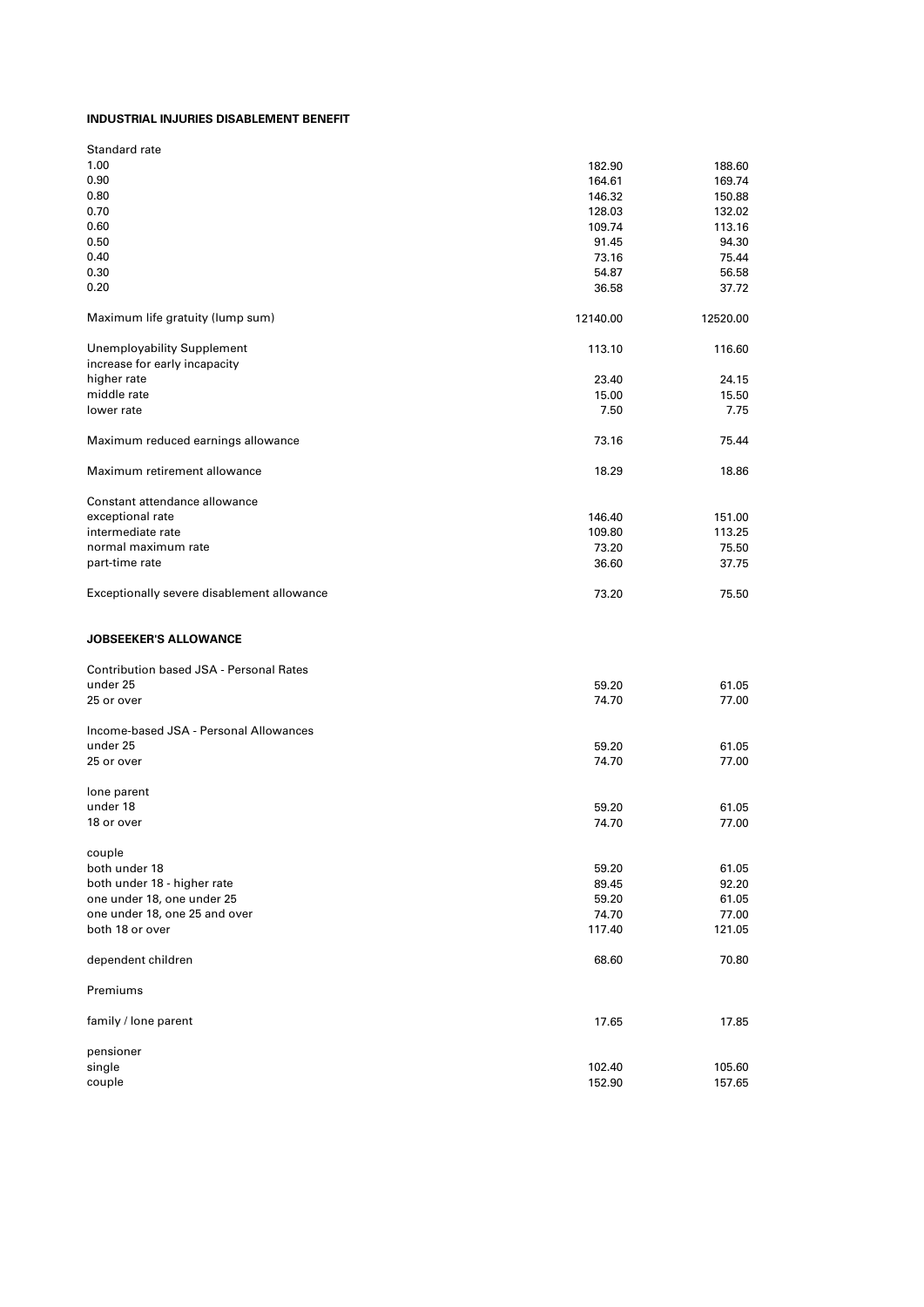**INDUSTRIAL INJURIES DISABLEMENT BENEFIT**

| | | |
|---|---|---|
| Standard rate | | |
| 1.00 | 182.90 | 188.60 |
| 0.90 | 164.61 | 169.74 |
| 0.80 | 146.32 | 150.88 |
| 0.70 | 128.03 | 132.02 |
| 0.60 | 109.74 | 113.16 |
| 0.50 | 91.45 | 94.30 |
| 0.40 | 73.16 | 75.44 |
| 0.30 | 54.87 | 56.58 |
| 0.20 | 36.58 | 37.72 |
| | | |
| Maximum life gratuity (lump sum) | 12140.00 | 12520.00 |
| | | |
| Unemployability Supplement | 113.10 | 116.60 |
| increase for early incapacity | | |
| higher rate | 23.40 | 24.15 |
| middle rate | 15.00 | 15.50 |
| lower rate | 7.50 | 7.75 |
| | | |
| Maximum reduced earnings allowance | 73.16 | 75.44 |
| | | |
| Maximum retirement allowance | 18.29 | 18.86 |
| | | |
| Constant attendance allowance | | |
| exceptional rate | 146.40 | 151.00 |
| intermediate rate | 109.80 | 113.25 |
| normal maximum rate | 73.20 | 75.50 |
| part-time rate | 36.60 | 37.75 |
| | | |
| Exceptionally severe disablement allowance | 73.20 | 75.50 |

**JOBSEEKER'S ALLOWANCE**

| | | |
|---|---|---|
| Contribution based JSA - Personal Rates | | |
| under 25 | 59.20 | 61.05 |
| 25 or over | 74.70 | 77.00 |
| | | |
| Income-based JSA - Personal Allowances | | |
| under 25 | 59.20 | 61.05 |
| 25 or over | 74.70 | 77.00 |
| | | |
| lone parent | | |
| under 18 | 59.20 | 61.05 |
| 18 or over | 74.70 | 77.00 |
| | | |
| couple | | |
| both under 18 | 59.20 | 61.05 |
| both under 18 - higher rate | 89.45 | 92.20 |
| one under 18, one under 25 | 59.20 | 61.05 |
| one under 18, one 25 and over | 74.70 | 77.00 |
| both 18 or over | 117.40 | 121.05 |
| | | |
| dependent children | 68.60 | 70.80 |
| | | |
| Premiums | | |
| | | |
| family / lone parent | 17.65 | 17.85 |
| | | |
| pensioner | | |
| single | 102.40 | 105.60 |
| couple | 152.90 | 157.65 |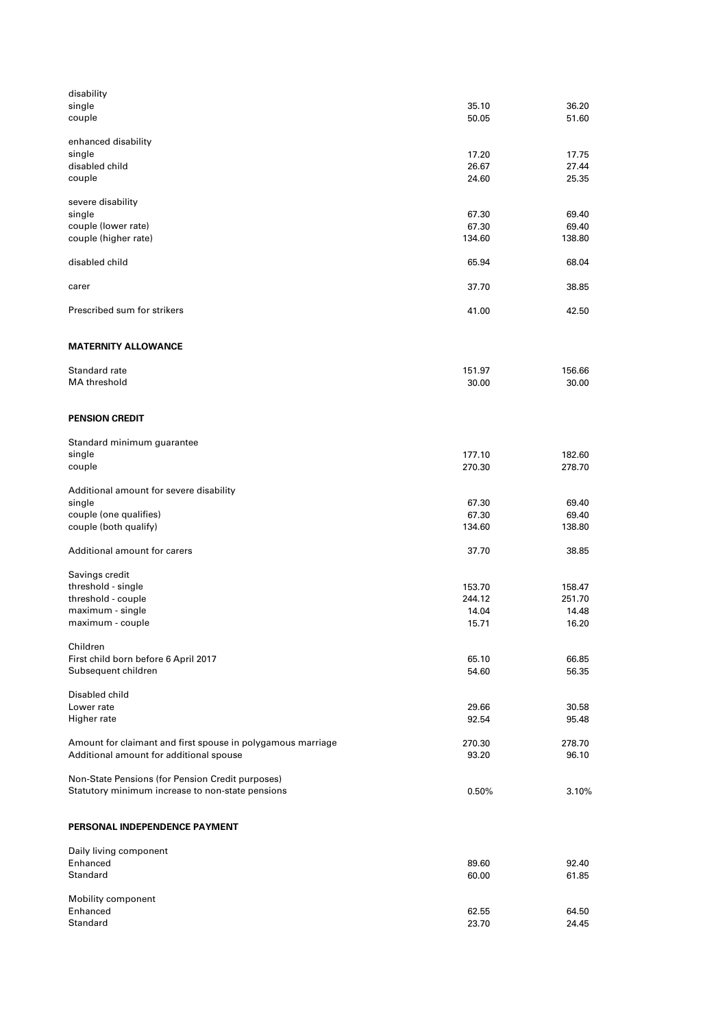| | | |
|---|---|---|
| disability | | |
| single | 35.10 | 36.20 |
| couple | 50.05 | 51.60 |
| | | |
| enhanced disability | | |
| single | 17.20 | 17.75 |
| disabled child | 26.67 | 27.44 |
| couple | 24.60 | 25.35 |
| | | |
| severe disability | | |
| single | 67.30 | 69.40 |
| couple (lower rate) | 67.30 | 69.40 |
| couple (higher rate) | 134.60 | 138.80 |
| | | |
| disabled child | 65.94 | 68.04 |
| | | |
| carer | 37.70 | 38.85 |
| | | |
| Prescribed sum for strikers | 41.00 | 42.50 |

**MATERNITY ALLOWANCE**

| | | |
|---|---|---|
| Standard rate | 151.97 | 156.66 |
| MA threshold | 30.00 | 30.00 |

**PENSION CREDIT**

| | | |
|---|---|---|
| Standard minimum guarantee | | |
| single | 177.10 | 182.60 |
| couple | 270.30 | 278.70 |
| | | |
| Additional amount for severe disability | | |
| single | 67.30 | 69.40 |
| couple (one qualifies) | 67.30 | 69.40 |
| couple (both qualify) | 134.60 | 138.80 |
| | | |
| Additional amount for carers | 37.70 | 38.85 |
| | | |
| Savings credit | | |
| threshold - single | 153.70 | 158.47 |
| threshold - couple | 244.12 | 251.70 |
| maximum - single | 14.04 | 14.48 |
| maximum - couple | 15.71 | 16.20 |
| | | |
| Children | | |
| First child born before 6 April 2017 | 65.10 | 66.85 |
| Subsequent children | 54.60 | 56.35 |
| | | |
| Disabled child | | |
| Lower rate | 29.66 | 30.58 |
| Higher rate | 92.54 | 95.48 |
| | | |
| Amount for claimant and first spouse in polygamous marriage | 270.30 | 278.70 |
| Additional amount for additional spouse | 93.20 | 96.10 |
| | | |
| Non-State Pensions (for Pension Credit purposes) | | |
| Statutory minimum increase to non-state pensions | 0.50% | 3.10% |

**PERSONAL INDEPENDENCE PAYMENT**

| | | |
|---|---|---|
| Daily living component | | |
| Enhanced | 89.60 | 92.40 |
| Standard | 60.00 | 61.85 |
| | | |
| Mobility component | | |
| Enhanced | 62.55 | 64.50 |
| Standard | 23.70 | 24.45 |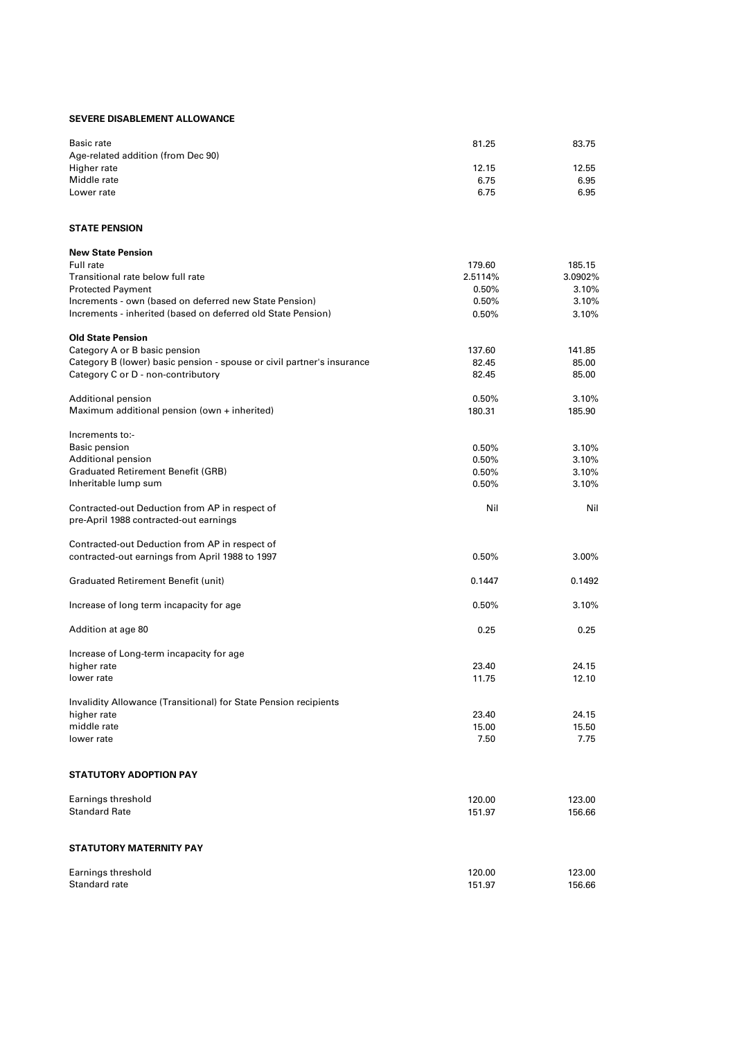**SEVERE DISABLEMENT ALLOWANCE**

| | | |
|---|---|---|
| Basic rate | 81.25 | 83.75 |
| Age-related addition (from Dec 90) | | |
| Higher rate | 12.15 | 12.55 |
| Middle rate | 6.75 | 6.95 |
| Lower rate | 6.75 | 6.95 |

**STATE PENSION**

| | | |
|---|---|---|
| **New State Pension** | | |
| Full rate | 179.60 | 185.15 |
| Transitional rate below full rate | 2.5114% | 3.0902% |
| Protected Payment | 0.50% | 3.10% |
| Increments - own (based on deferred new State Pension) | 0.50% | 3.10% |
| Increments - inherited (based on deferred old State Pension) | 0.50% | 3.10% |
| **Old State Pension** | | |
| Category A or B basic pension | 137.60 | 141.85 |
| Category B (lower) basic pension - spouse or civil partner's insurance | 82.45 | 85.00 |
| Category C or D - non-contributory | 82.45 | 85.00 |
| Additional pension | 0.50% | 3.10% |
| Maximum additional pension (own + inherited) | 180.31 | 185.90 |
| Increments to:- | | |
| Basic pension | 0.50% | 3.10% |
| Additional pension | 0.50% | 3.10% |
| Graduated Retirement Benefit (GRB) | 0.50% | 3.10% |
| Inheritable lump sum | 0.50% | 3.10% |
| Contracted-out Deduction from AP in respect of pre-April 1988 contracted-out earnings | Nil | Nil |
| Contracted-out Deduction from AP in respect of contracted-out earnings from April 1988 to 1997 | 0.50% | 3.00% |
| Graduated Retirement Benefit (unit) | 0.1447 | 0.1492 |
| Increase of long term incapacity for age | 0.50% | 3.10% |
| Addition at age 80 | 0.25 | 0.25 |
| Increase of Long-term incapacity for age | | |
| higher rate | 23.40 | 24.15 |
| lower rate | 11.75 | 12.10 |
| Invalidity Allowance (Transitional) for State Pension recipients | | |
| higher rate | 23.40 | 24.15 |
| middle rate | 15.00 | 15.50 |
| lower rate | 7.50 | 7.75 |

**STATUTORY ADOPTION PAY**

| | | |
|---|---|---|
| Earnings threshold | 120.00 | 123.00 |
| Standard Rate | 151.97 | 156.66 |

**STATUTORY MATERNITY PAY**

| | | |
|---|---|---|
| Earnings threshold | 120.00 | 123.00 |
| Standard rate | 151.97 | 156.66 |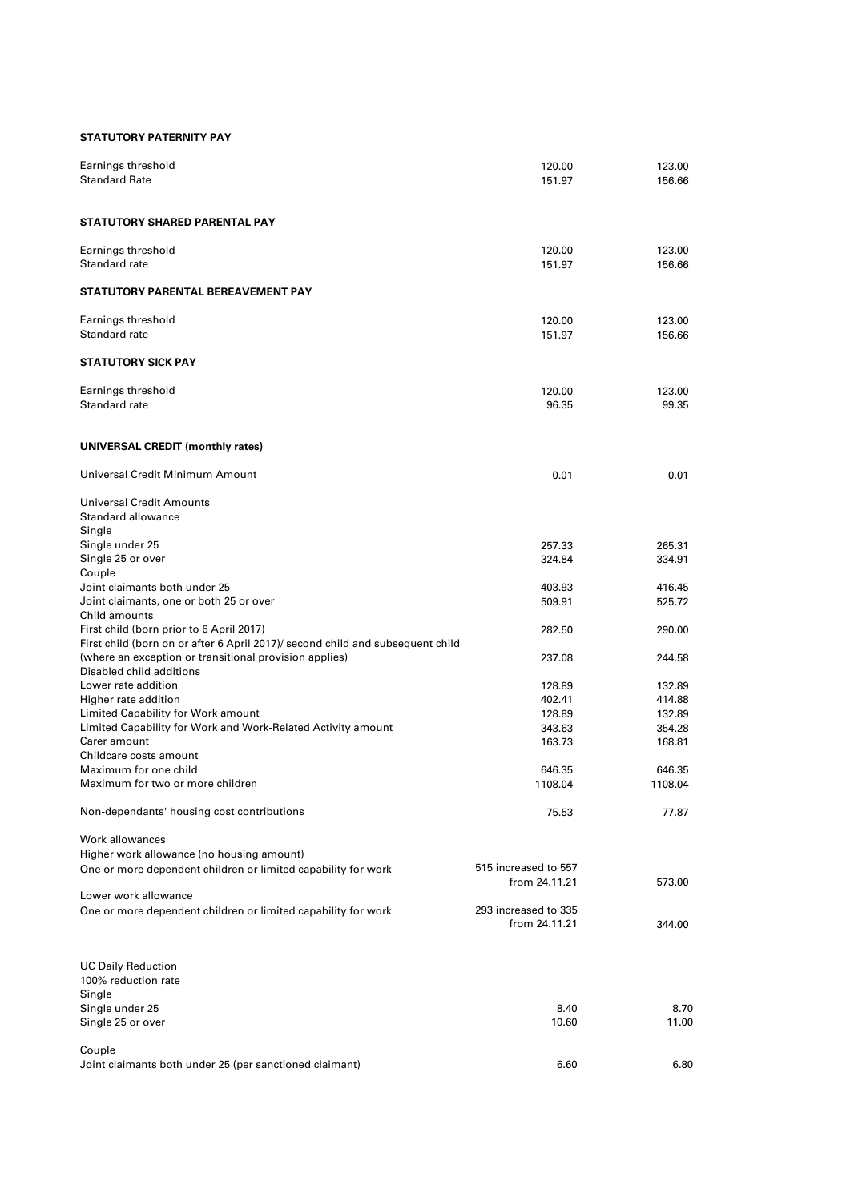**STATUTORY PATERNITY PAY**

| | | |
|---|---|---|
| Earnings threshold | 120.00 | 123.00 |
| Standard Rate | 151.97 | 156.66 |

**STATUTORY SHARED PARENTAL PAY**

| | | |
|---|---|---|
| Earnings threshold | 120.00 | 123.00 |
| Standard rate | 151.97 | 156.66 |

**STATUTORY PARENTAL BEREAVEMENT PAY**

| | | |
|---|---|---|
| Earnings threshold | 120.00 | 123.00 |
| Standard rate | 151.97 | 156.66 |

**STATUTORY SICK PAY**

| | | |
|---|---|---|
| Earnings threshold | 120.00 | 123.00 |
| Standard rate | 96.35 | 99.35 |

**UNIVERSAL CREDIT (monthly rates)**

| | | |
|---|---|---|
| Universal Credit Minimum Amount | 0.01 | 0.01 |
| Universal Credit Amounts | | |
| Standard allowance | | |
| Single | | |
| Single under 25 | 257.33 | 265.31 |
| Single 25 or over | 324.84 | 334.91 |
| Couple | | |
| Joint claimants both under 25 | 403.93 | 416.45 |
| Joint claimants, one or both 25 or over | 509.91 | 525.72 |
| Child amounts | | |
| First child (born prior to 6 April 2017) | 282.50 | 290.00 |
| First child (born on or after 6 April 2017)/ second child and subsequent child (where an exception or transitional provision applies) | 237.08 | 244.58 |
| Disabled child additions | | |
| Lower rate addition | 128.89 | 132.89 |
| Higher rate addition | 402.41 | 414.88 |
| Limited Capability for Work amount | 128.89 | 132.89 |
| Limited Capability for Work and Work-Related Activity amount | 343.63 | 354.28 |
| Carer amount | 163.73 | 168.81 |
| Childcare costs amount | | |
| Maximum for one child | 646.35 | 646.35 |
| Maximum for two or more children | 1108.04 | 1108.04 |
| Non-dependants' housing cost contributions | 75.53 | 77.87 |
| Work allowances | | |
| Higher work allowance (no housing amount) | | |
| One or more dependent children or limited capability for work | 515 increased to 557 from 24.11.21 | 573.00 |
| Lower work allowance | | |
| One or more dependent children or limited capability for work | 293 increased to 335 from 24.11.21 | 344.00 |

| | | |
|---|---|---|
| UC Daily Reduction | | |
| 100% reduction rate | | |
| Single | | |
| Single under 25 | 8.40 | 8.70 |
| Single 25 or over | 10.60 | 11.00 |
| Couple | | |
| Joint claimants both under 25 (per sanctioned claimant) | 6.60 | 6.80 |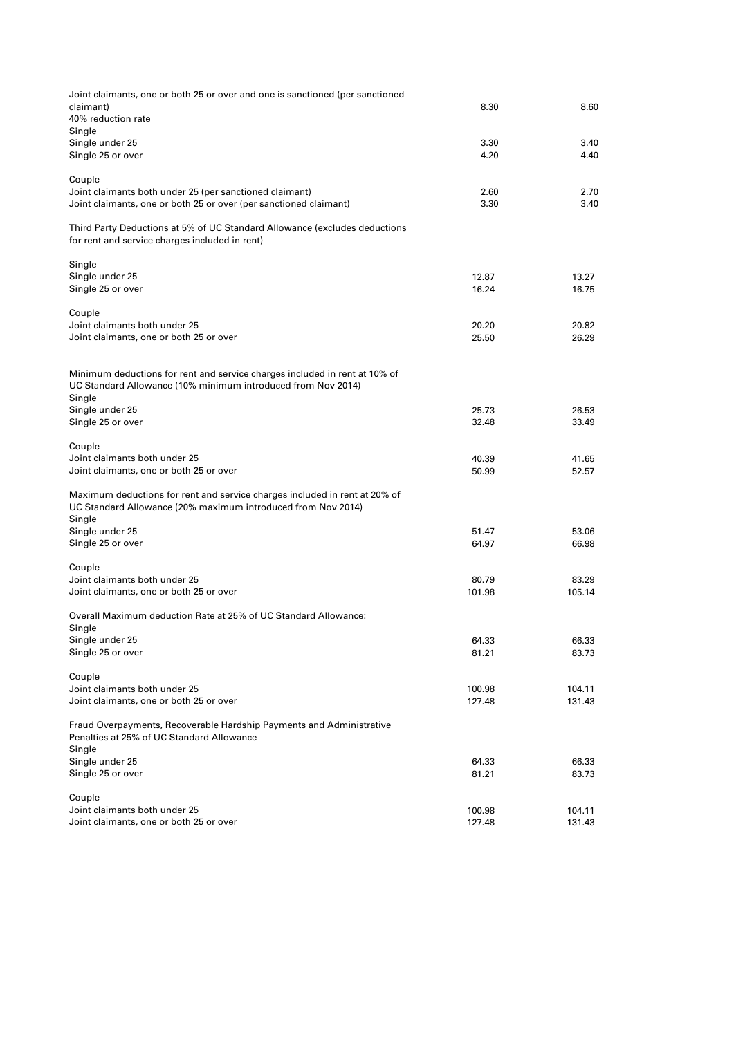| | | |
|---|---|---|
| Joint claimants, one or both 25 or over and one is sanctioned (per sanctioned claimant) | 8.30 | 8.60 |
| 40% reduction rate | | |
| Single | | |
| Single under 25 | 3.30 | 3.40 |
| Single 25 or over | 4.20 | 4.40 |
| Couple | | |
| Joint claimants both under 25 (per sanctioned claimant) | 2.60 | 2.70 |
| Joint claimants, one or both 25 or over (per sanctioned claimant) | 3.30 | 3.40 |
| Third Party Deductions at 5% of UC Standard Allowance (excludes deductions for rent and service charges included in rent) | | |
| Single | | |
| Single under 25 | 12.87 | 13.27 |
| Single 25 or over | 16.24 | 16.75 |
| Couple | | |
| Joint claimants both under 25 | 20.20 | 20.82 |
| Joint claimants, one or both 25 or over | 25.50 | 26.29 |
| Minimum deductions for rent and service charges included in rent at 10% of UC Standard Allowance (10% minimum introduced from Nov 2014) | | |
| Single | | |
| Single under 25 | 25.73 | 26.53 |
| Single 25 or over | 32.48 | 33.49 |
| Couple | | |
| Joint claimants both under 25 | 40.39 | 41.65 |
| Joint claimants, one or both 25 or over | 50.99 | 52.57 |
| Maximum deductions for rent and service charges included in rent at 20% of UC Standard Allowance (20% maximum introduced from Nov 2014) | | |
| Single | | |
| Single under 25 | 51.47 | 53.06 |
| Single 25 or over | 64.97 | 66.98 |
| Couple | | |
| Joint claimants both under 25 | 80.79 | 83.29 |
| Joint claimants, one or both 25 or over | 101.98 | 105.14 |
| Overall Maximum deduction Rate at 25% of UC Standard Allowance: | | |
| Single | | |
| Single under 25 | 64.33 | 66.33 |
| Single 25 or over | 81.21 | 83.73 |
| Couple | | |
| Joint claimants both under 25 | 100.98 | 104.11 |
| Joint claimants, one or both 25 or over | 127.48 | 131.43 |
| Fraud Overpayments, Recoverable Hardship Payments and Administrative Penalties at 25% of UC Standard Allowance | | |
| Single | | |
| Single under 25 | 64.33 | 66.33 |
| Single 25 or over | 81.21 | 83.73 |
| Couple | | |
| Joint claimants both under 25 | 100.98 | 104.11 |
| Joint claimants, one or both 25 or over | 127.48 | 131.43 |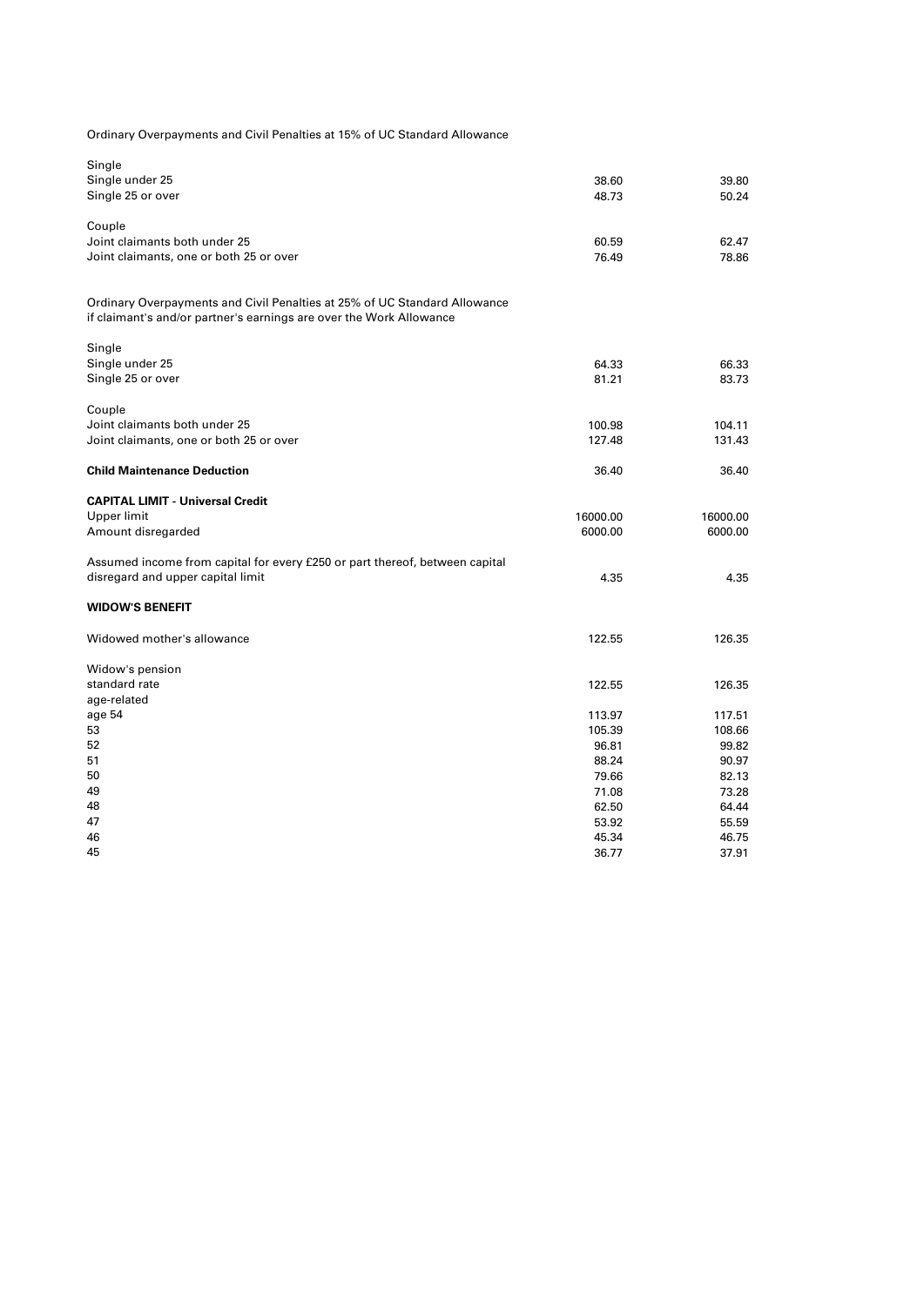| | | |
|---|---|---|
| Ordinary Overpayments and Civil Penalties at 15% of UC Standard Allowance | | |
| Single | | |
| Single under 25 | 38.60 | 39.80 |
| Single 25 or over | 48.73 | 50.24 |
| Couple | | |
| Joint claimants both under 25 | 60.59 | 62.47 |
| Joint claimants, one or both 25 or over | 76.49 | 78.86 |
| Ordinary Overpayments and Civil Penalties at 25% of UC Standard Allowance if claimant's and/or partner's earnings are over the Work Allowance | | |
| Single | | |
| Single under 25 | 64.33 | 66.33 |
| Single 25 or over | 81.21 | 83.73 |
| Couple | | |
| Joint claimants both under 25 | 100.98 | 104.11 |
| Joint claimants, one or both 25 or over | 127.48 | 131.43 |
| **Child Maintenance Deduction** | 36.40 | 36.40 |
| **CAPITAL LIMIT - Universal Credit** | | |
| Upper limit | 16000.00 | 16000.00 |
| Amount disregarded | 6000.00 | 6000.00 |
| Assumed income from capital for every £250 or part thereof, between capital disregard and upper capital limit | 4.35 | 4.35 |
| **WIDOW'S BENEFIT** | | |
| Widowed mother's allowance | 122.55 | 126.35 |
| Widow's pension | | |
| standard rate | 122.55 | 126.35 |
| age-related | | |
| age 54 | 113.97 | 117.51 |
| 53 | 105.39 | 108.66 |
| 52 | 96.81 | 99.82 |
| 51 | 88.24 | 90.97 |
| 50 | 79.66 | 82.13 |
| 49 | 71.08 | 73.28 |
| 48 | 62.50 | 64.44 |
| 47 | 53.92 | 55.59 |
| 46 | 45.34 | 46.75 |
| 45 | 36.77 | 37.91 |